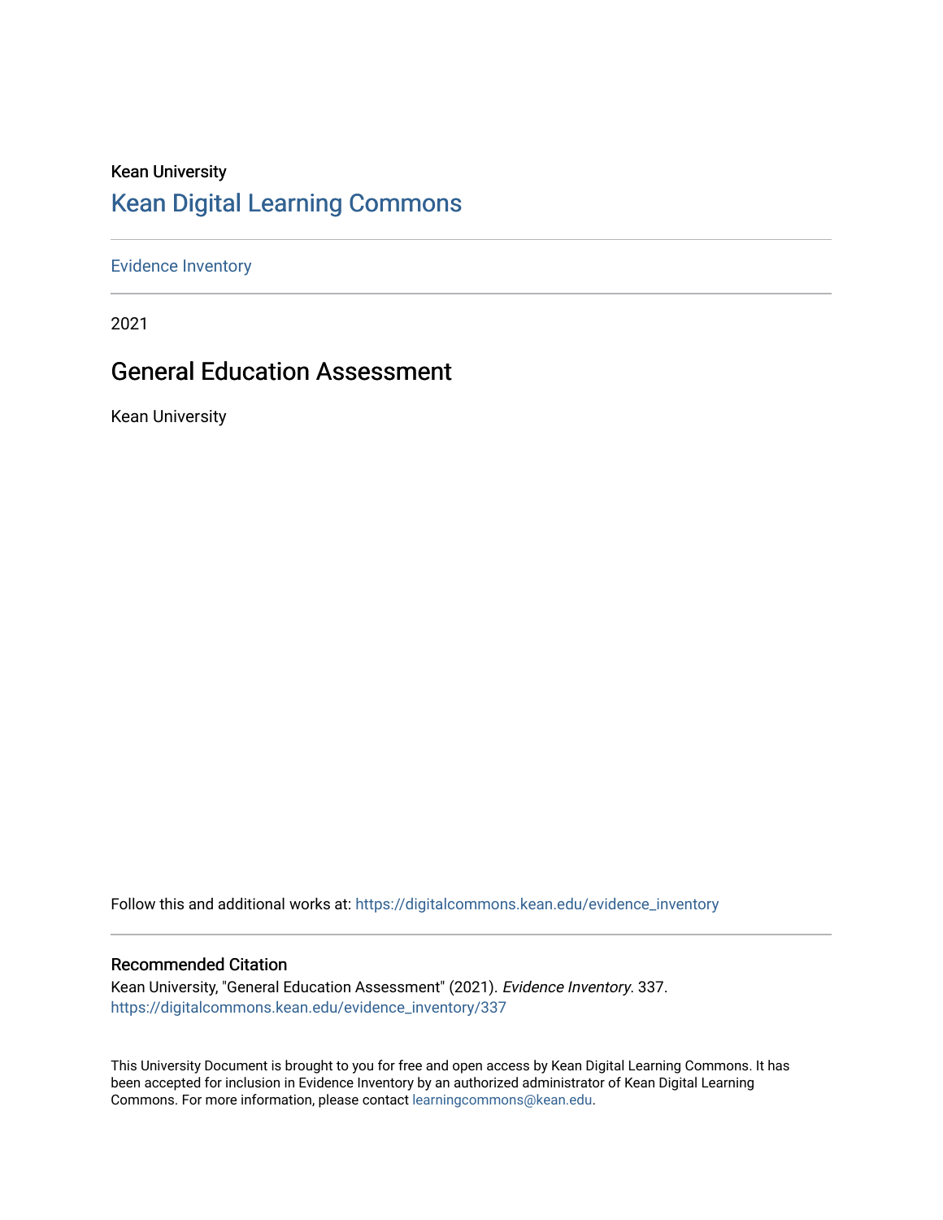Kean University

# Kean Digital Learning Commons

Evidence Inventory

2021

## General Education Assessment

Kean University

Follow this and additional works at: https://digitalcommons.kean.edu/evidence_inventory

### Recommended Citation

Kean University, "General Education Assessment" (2021). *Evidence Inventory*. 337.
https://digitalcommons.kean.edu/evidence_inventory/337

This University Document is brought to you for free and open access by Kean Digital Learning Commons. It has been accepted for inclusion in Evidence Inventory by an authorized administrator of Kean Digital Learning Commons. For more information, please contact learningcommons@kean.edu.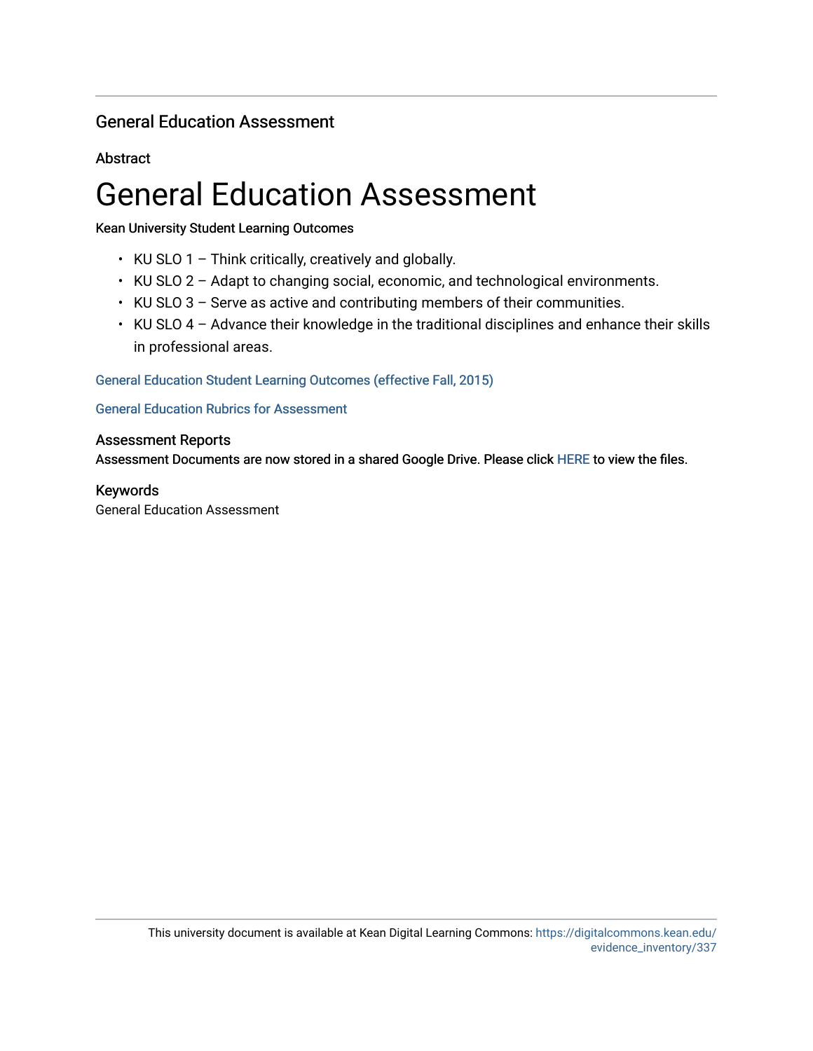## General Education Assessment

### Abstract

# General Education Assessment

Kean University Student Learning Outcomes

- KU SLO 1 – Think critically, creatively and globally.
- KU SLO 2 – Adapt to changing social, economic, and technological environments.
- KU SLO 3 – Serve as active and contributing members of their communities.
- KU SLO 4 – Advance their knowledge in the traditional disciplines and enhance their skills in professional areas.

General Education Student Learning Outcomes (effective Fall, 2015)

General Education Rubrics for Assessment

### Assessment Reports

Assessment Documents are now stored in a shared Google Drive. Please click HERE to view the files.

### Keywords

General Education Assessment

This university document is available at Kean Digital Learning Commons: https://digitalcommons.kean.edu/evidence_inventory/337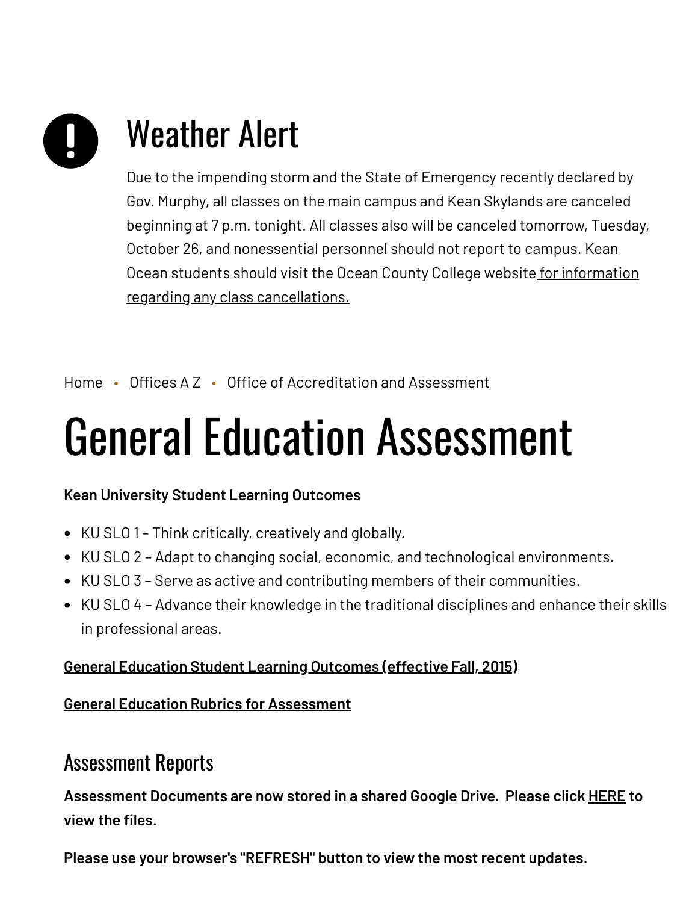# Weather Alert

Due to the impending storm and the State of Emergency recently declared by Gov. Murphy, all classes on the main campus and Kean Skylands are canceled beginning at 7 p.m. tonight. All classes also will be canceled tomorrow, Tuesday, October 26, and nonessential personnel should not report to campus. Kean Ocean students should visit the Ocean County College website for information regarding any class cancellations.

Home • Offices A Z • Office of Accreditation and Assessment

# General Education Assessment

**Kean University Student Learning Outcomes**

- KU SLO 1 – Think critically, creatively and globally.
- KU SLO 2 – Adapt to changing social, economic, and technological environments.
- KU SLO 3 – Serve as active and contributing members of their communities.
- KU SLO 4 – Advance their knowledge in the traditional disciplines and enhance their skills in professional areas.

**General Education Student Learning Outcomes (effective Fall, 2015)**

**General Education Rubrics for Assessment**

## Assessment Reports

**Assessment Documents are now stored in a shared Google Drive. Please click HERE to view the files.**

**Please use your browser's "REFRESH" button to view the most recent updates.**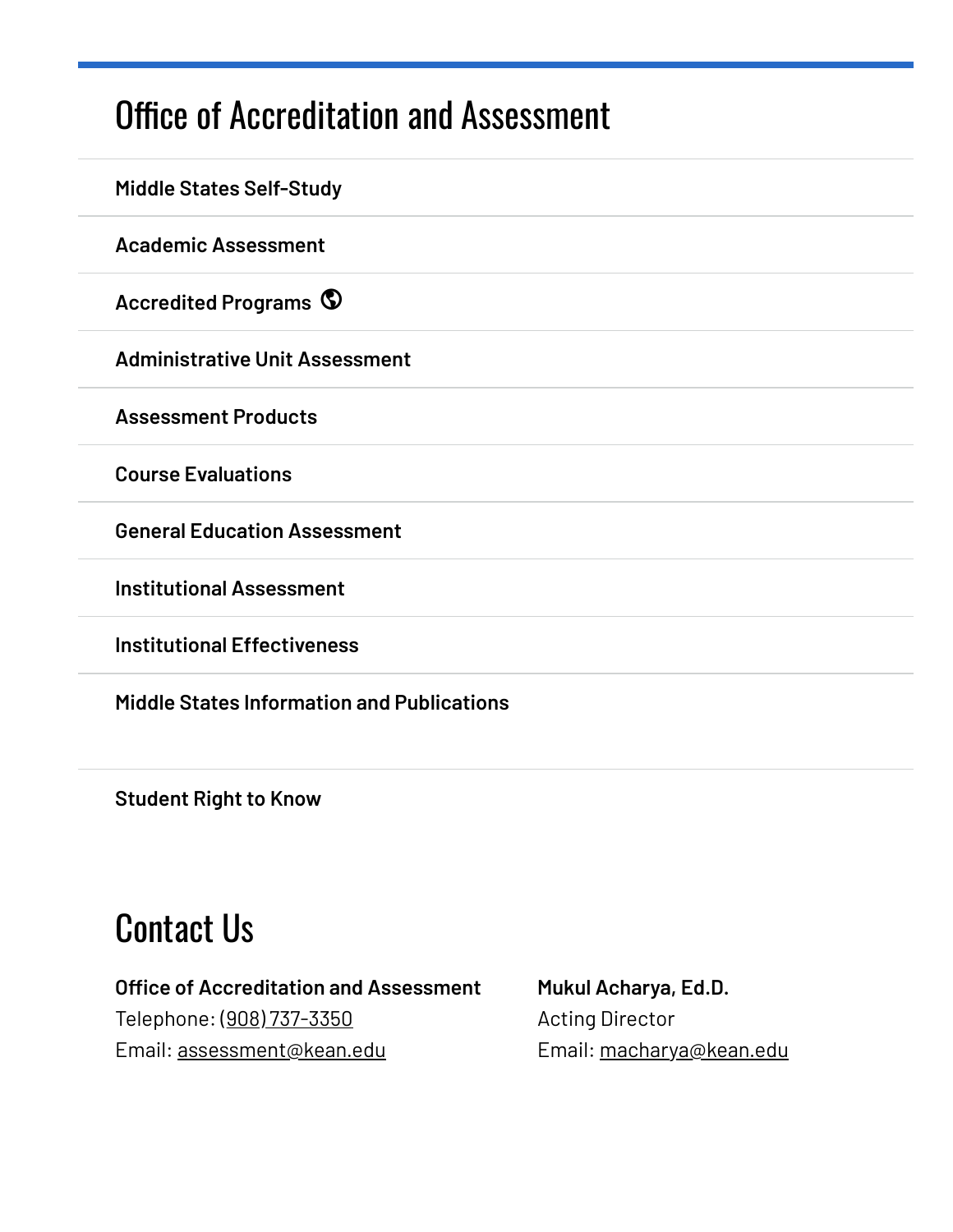## Office of Accreditation and Assessment

**Middle States Self-Study**

**Academic Assessment**

**Accredited Programs**

**Administrative Unit Assessment**

**Assessment Products**

**Course Evaluations**

**General Education Assessment**

**Institutional Assessment**

**Institutional Effectiveness**

**Middle States Information and Publications**

**Student Right to Know**

## Contact Us

**Office of Accreditation and Assessment**
Telephone: (908) 737-3350
Email: assessment@kean.edu

**Mukul Acharya, Ed.D.**
Acting Director
Email: macharya@kean.edu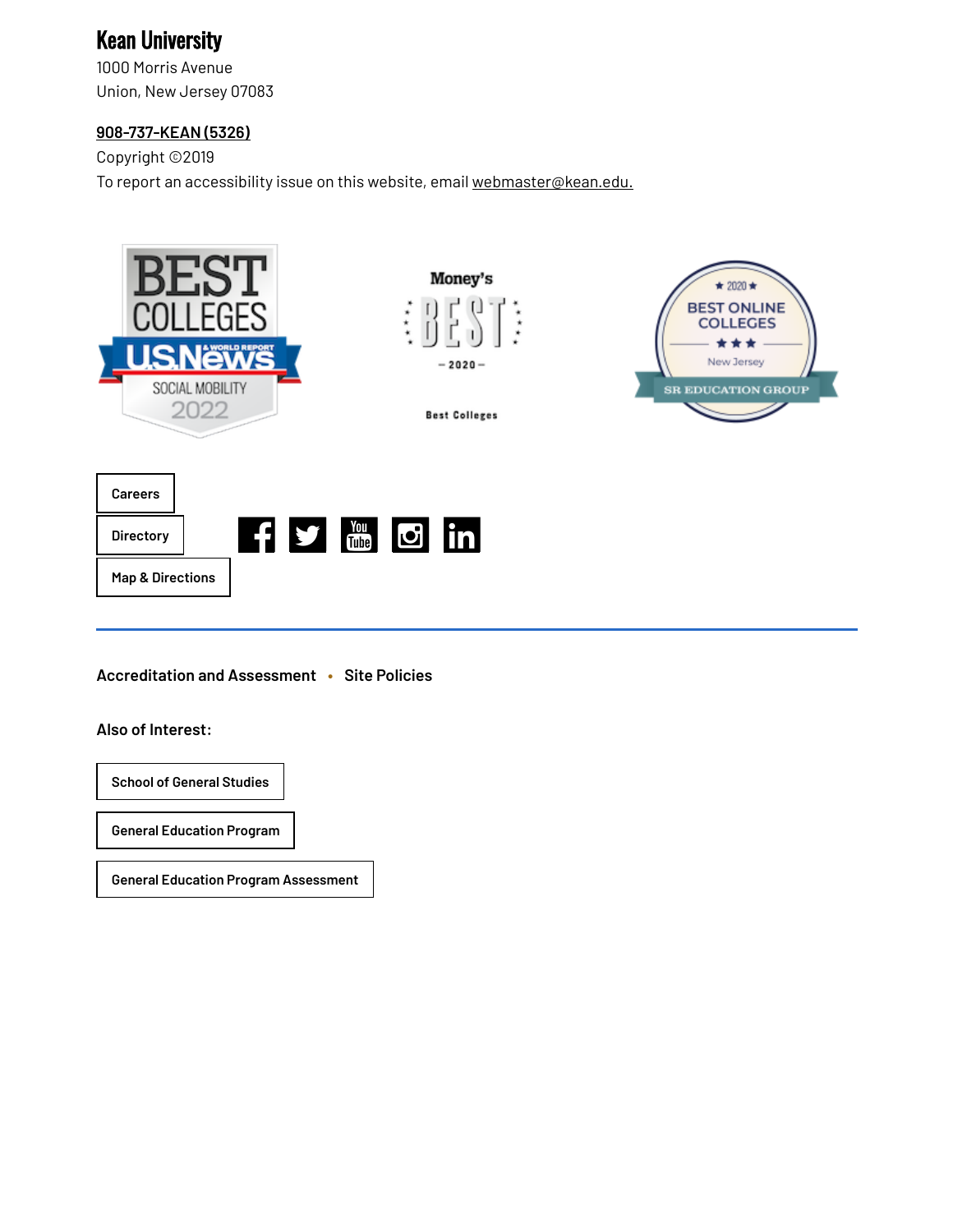**Kean University**

1000 Morris Avenue
Union, New Jersey 07083

908-737-KEAN (5326)
Copyright ©2019
To report an accessibility issue on this website, email webmaster@kean.edu.

BEST COLLEGES
U.S.News & WORLD REPORT
SOCIAL MOBILITY
2022

Money's
BEST
2020
Best Colleges

2020
BEST ONLINE COLLEGES
New Jersey
SR EDUCATION GROUP

Careers

Directory

Map & Directions

Accreditation and Assessment • Site Policies

**Also of Interest:**

School of General Studies

General Education Program

General Education Program Assessment